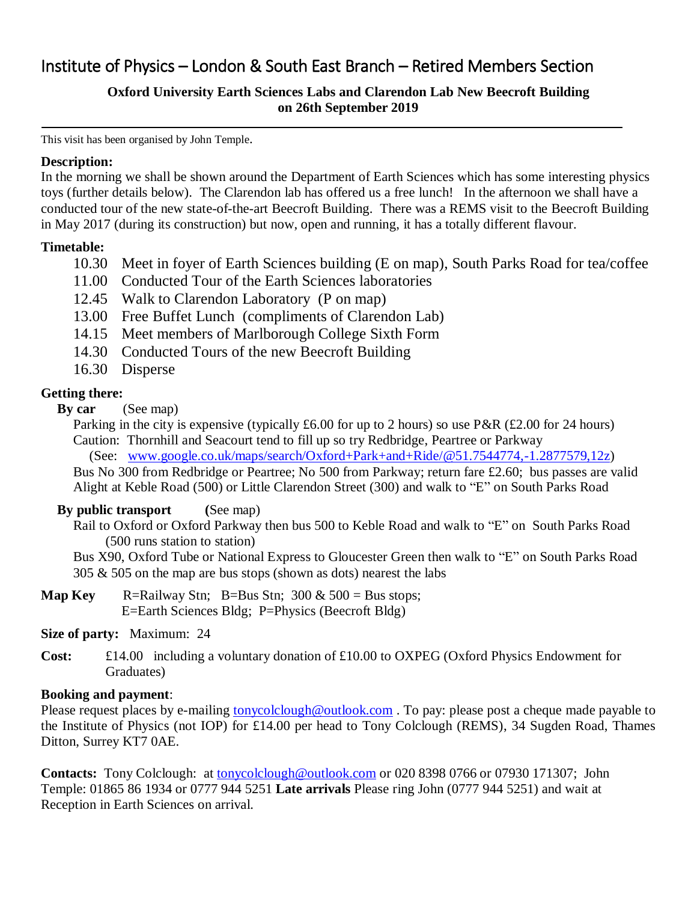# Institute of Physics – London & South East Branch – Retired Members Section

**Oxford University Earth Sciences Labs and Clarendon Lab New Beecroft Building on 26th September 2019**

---

This visit has been organised by John Temple.

**Description:**

In the morning we shall be shown around the Department of Earth Sciences which has some interesting physics toys (further details below). The Clarendon lab has offered us a free lunch! In the afternoon we shall have a conducted tour of the new state-of-the-art Beecroft Building. There was a REMS visit to the Beecroft Building in May 2017 (during its construction) but now, open and running, it has a totally different flavour.

**Timetable:**

- 10.30 Meet in foyer of Earth Sciences building (E on map), South Parks Road for tea/coffee
- 11.00 Conducted Tour of the Earth Sciences laboratories
- 12.45 Walk to Clarendon Laboratory (P on map)
- 13.00 Free Buffet Lunch (compliments of Clarendon Lab)
- 14.15 Meet members of Marlborough College Sixth Form
- 14.30 Conducted Tours of the new Beecroft Building
- 16.30 Disperse

**Getting there:**

**By car** (See map)

Parking in the city is expensive (typically £6.00 for up to 2 hours) so use P&R (£2.00 for 24 hours)
Caution: Thornhill and Seacourt tend to fill up so try Redbridge, Peartree or Parkway
(See: [www.google.co.uk/maps/search/Oxford+Park+and+Ride/@51.7544774,-1.2877579,12z](www.google.co.uk/maps/search/Oxford+Park+and+Ride/@51.7544774,-1.2877579,12z))
Bus No 300 from Redbridge or Peartree; No 500 from Parkway; return fare £2.60; bus passes are valid
Alight at Keble Road (500) or Little Clarendon Street (300) and walk to "E" on South Parks Road

**By public transport** (See map)

Rail to Oxford or Oxford Parkway then bus 500 to Keble Road and walk to "E" on South Parks Road (500 runs station to station)
Bus X90, Oxford Tube or National Express to Gloucester Green then walk to "E" on South Parks Road
305 & 505 on the map are bus stops (shown as dots) nearest the labs

**Map Key** R=Railway Stn; B=Bus Stn; 300 & 500 = Bus stops;
E=Earth Sciences Bldg; P=Physics (Beecroft Bldg)

**Size of party:** Maximum: 24

**Cost:** £14.00 including a voluntary donation of £10.00 to OXPEG (Oxford Physics Endowment for Graduates)

**Booking and payment**:

Please request places by e-mailing [tonycolclough@outlook.com](mailto:tonycolclough@outlook.com) . To pay: please post a cheque made payable to the Institute of Physics (not IOP) for £14.00 per head to Tony Colclough (REMS), 34 Sugden Road, Thames Ditton, Surrey KT7 0AE.

**Contacts:** Tony Colclough: at [tonycolclough@outlook.com](mailto:tonycolclough@outlook.com) or 020 8398 0766 or 07930 171307; John Temple: 01865 86 1934 or 0777 944 5251 **Late arrivals** Please ring John (0777 944 5251) and wait at Reception in Earth Sciences on arrival.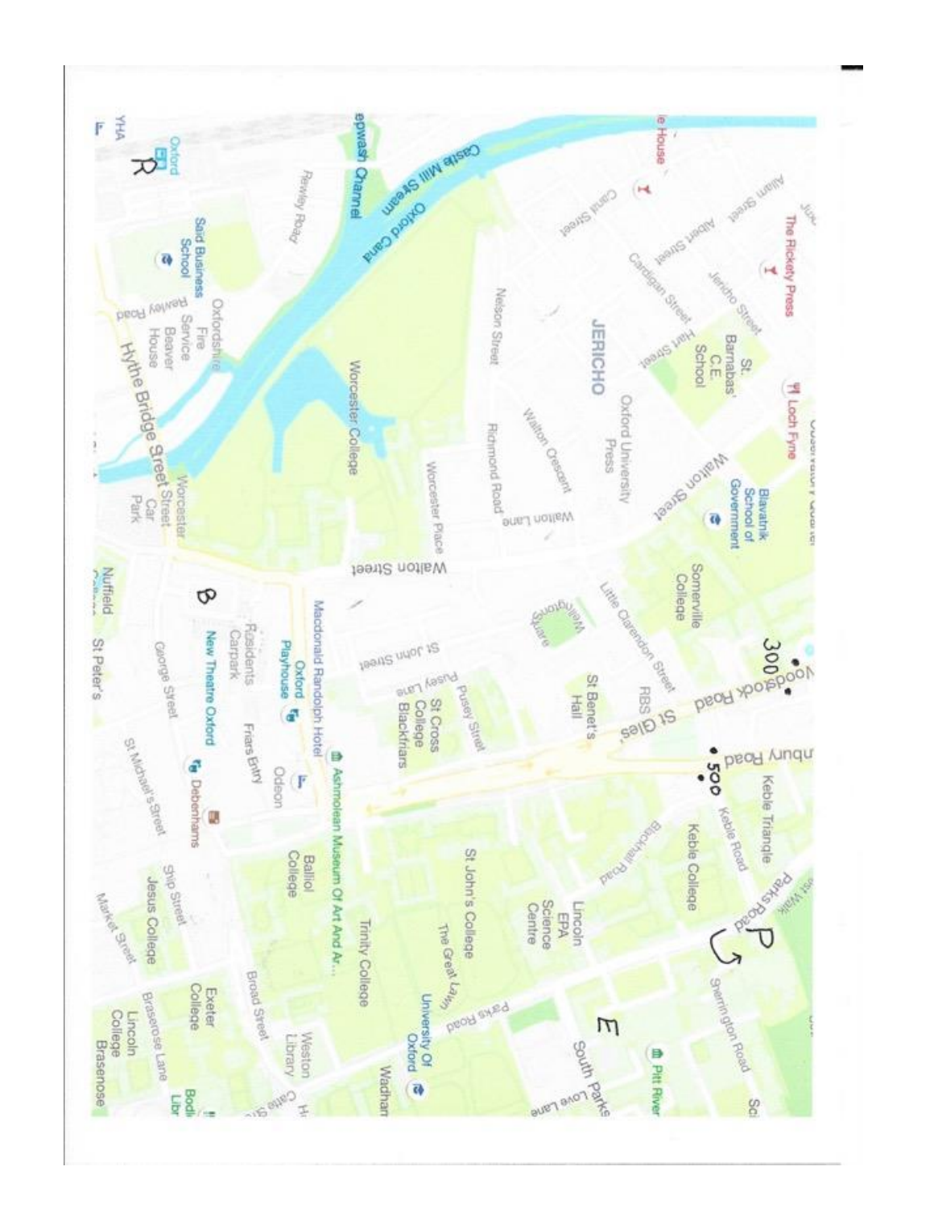R

Oxford

YHA

Said Business School

Oxfordshire Fire Service

Rewley Road

Beaver House

Rewley Road

Hythe Bridge Street

Worcester Street

Worcester Street Car Park

Castle Mill Stream

Oxford Canal

Sheepwash Channel

Worcester College

Worcester Place

Walton Street

Nelson Street

Richmond Road

Walton Crescent

Walton Lane

JERICHO

Canal Street

Albert Street

Allam Street

Cardigan Street

Jericho Street

Hart Street

St. Barnabas' C.E. School

Oxford University Press

The Rickety Press

Loch Fyne

Walton Street

Blavatnik School of Government

Somerville College

Little Clarendon Street

Wellington Square

St John Street

Pusey Lane

Pusey Street

St Cross College

Blackfriars

St Benet's Hall

RBS

St Giles

300

Woodstock Road

500

Banbury Road

Keble Triangle

Keble Road

Keble College

Blackhall Road

Parks Road

P

Sherrington Road

Lincoln EPA Science Centre

St John's College

The Great Lawn

Parks Road

University Of Oxford

E

South Parks

Pitt Rivers

Love Lane

Wadham

Trinity College

Ashmolean Museum Of Art And Ar...

Balliol College

Macdonald Randolph Hotel

Oxford Playhouse

Odeon

Friars Entry

B

New Theatre Oxford

Residents Carpark

Debenhams

George Street

St Michael's Street

Ship Street

Broad Street

Weston Library

Exeter College

Jesus College

Brasenose Lane

Lincoln College

Market Street

Brasenose

Nuffield College

St Peter's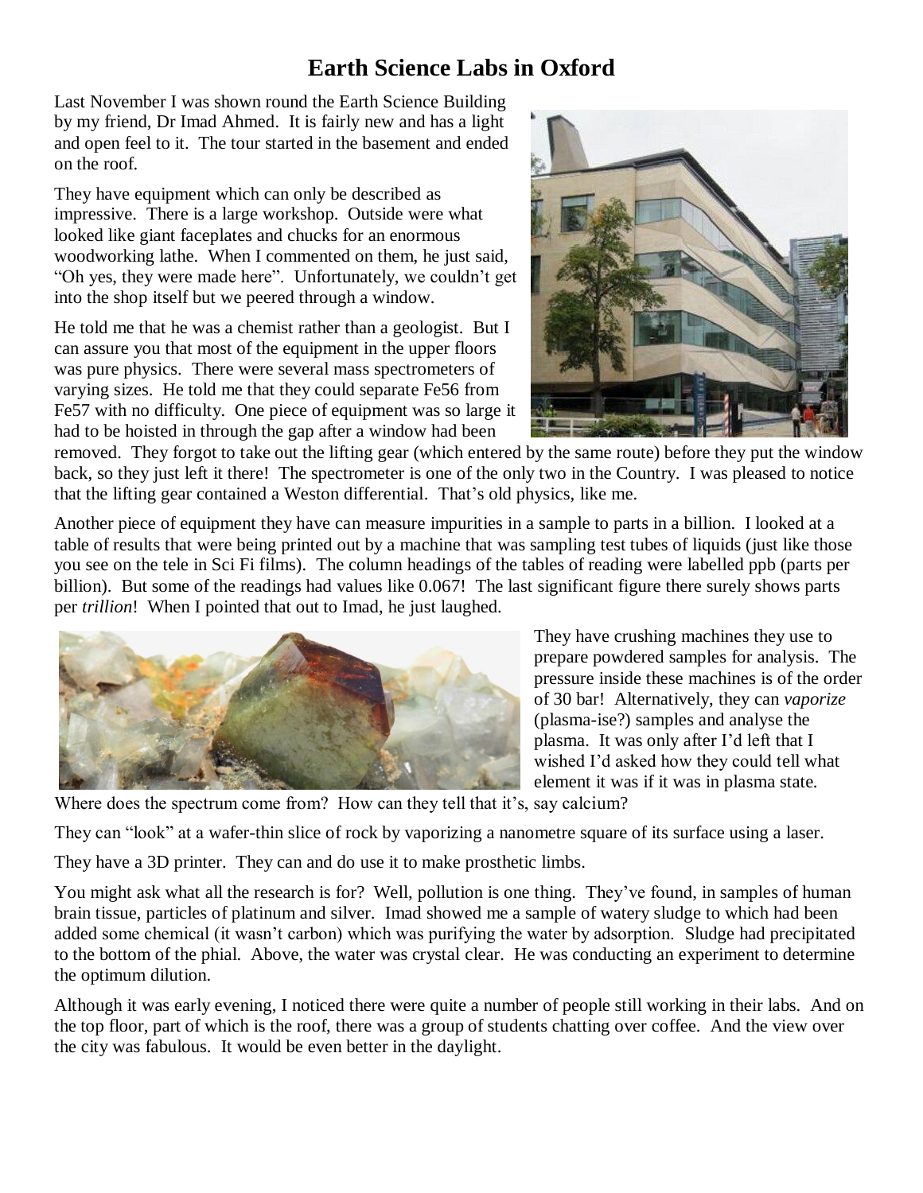# Earth Science Labs in Oxford

Last November I was shown round the Earth Science Building by my friend, Dr Imad Ahmed. It is fairly new and has a light and open feel to it. The tour started in the basement and ended on the roof.

They have equipment which can only be described as impressive. There is a large workshop. Outside were what looked like giant faceplates and chucks for an enormous woodworking lathe. When I commented on them, he just said, "Oh yes, they were made here". Unfortunately, we couldn't get into the shop itself but we peered through a window.

He told me that he was a chemist rather than a geologist. But I can assure you that most of the equipment in the upper floors was pure physics. There were several mass spectrometers of varying sizes. He told me that they could separate Fe56 from Fe57 with no difficulty. One piece of equipment was so large it had to be hoisted in through the gap after a window had been removed. They forgot to take out the lifting gear (which entered by the same route) before they put the window back, so they just left it there! The spectrometer is one of the only two in the Country. I was pleased to notice that the lifting gear contained a Weston differential. That's old physics, like me.

Another piece of equipment they have can measure impurities in a sample to parts in a billion. I looked at a table of results that were being printed out by a machine that was sampling test tubes of liquids (just like those you see on the tele in Sci Fi films). The column headings of the tables of reading were labelled ppb (parts per billion). But some of the readings had values like 0.067! The last significant figure there surely shows parts per *trillion*! When I pointed that out to Imad, he just laughed.

They have crushing machines they use to prepare powdered samples for analysis. The pressure inside these machines is of the order of 30 bar! Alternatively, they can *vaporize* (plasma-ise?) samples and analyse the plasma. It was only after I'd left that I wished I'd asked how they could tell what element it was if it was in plasma state. Where does the spectrum come from? How can they tell that it's, say calcium?

They can "look" at a wafer-thin slice of rock by vaporizing a nanometre square of its surface using a laser.

They have a 3D printer. They can and do use it to make prosthetic limbs.

You might ask what all the research is for? Well, pollution is one thing. They've found, in samples of human brain tissue, particles of platinum and silver. Imad showed me a sample of watery sludge to which had been added some chemical (it wasn't carbon) which was purifying the water by adsorption. Sludge had precipitated to the bottom of the phial. Above, the water was crystal clear. He was conducting an experiment to determine the optimum dilution.

Although it was early evening, I noticed there were quite a number of people still working in their labs. And on the top floor, part of which is the roof, there was a group of students chatting over coffee. And the view over the city was fabulous. It would be even better in the daylight.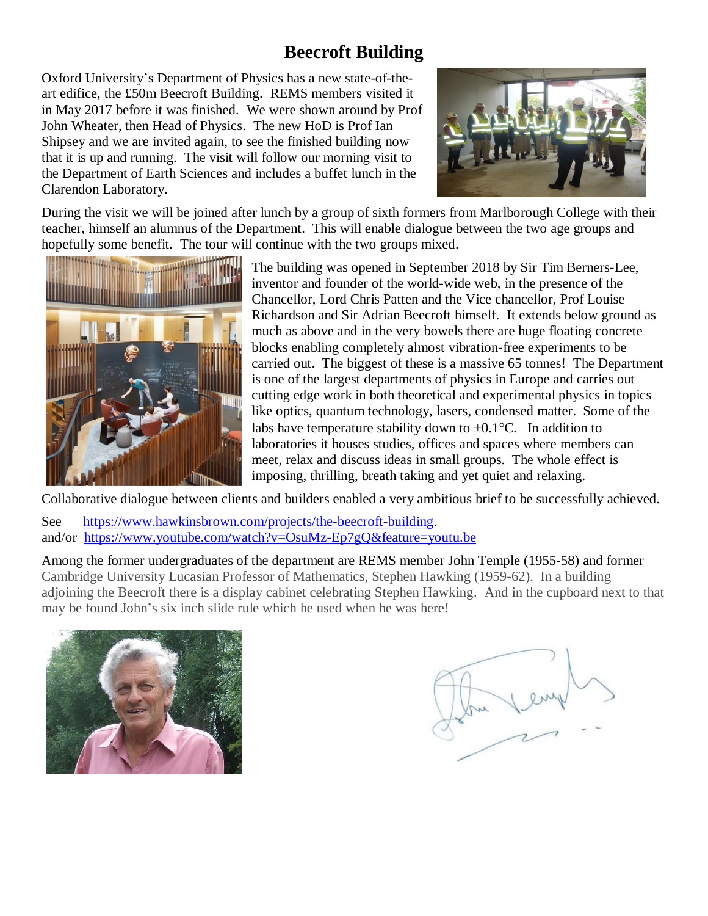# Beecroft Building

Oxford University's Department of Physics has a new state-of-the-art edifice, the £50m Beecroft Building. REMS members visited it in May 2017 before it was finished. We were shown around by Prof John Wheater, then Head of Physics. The new HoD is Prof Ian Shipsey and we are invited again, to see the finished building now that it is up and running. The visit will follow our morning visit to the Department of Earth Sciences and includes a buffet lunch in the Clarendon Laboratory.

During the visit we will be joined after lunch by a group of sixth formers from Marlborough College with their teacher, himself an alumnus of the Department. This will enable dialogue between the two age groups and hopefully some benefit. The tour will continue with the two groups mixed.

The building was opened in September 2018 by Sir Tim Berners-Lee, inventor and founder of the world-wide web, in the presence of the Chancellor, Lord Chris Patten and the Vice chancellor, Prof Louise Richardson and Sir Adrian Beecroft himself. It extends below ground as much as above and in the very bowels there are huge floating concrete blocks enabling completely almost vibration-free experiments to be carried out. The biggest of these is a massive 65 tonnes! The Department is one of the largest departments of physics in Europe and carries out cutting edge work in both theoretical and experimental physics in topics like optics, quantum technology, lasers, condensed matter. Some of the labs have temperature stability down to ±0.1°C. In addition to laboratories it houses studies, offices and spaces where members can meet, relax and discuss ideas in small groups. The whole effect is imposing, thrilling, breath taking and yet quiet and relaxing.

Collaborative dialogue between clients and builders enabled a very ambitious brief to be successfully achieved.

See https://www.hawkinsbrown.com/projects/the-beecroft-building.
and/or https://www.youtube.com/watch?v=OsuMz-Ep7gQ&feature=youtu.be

Among the former undergraduates of the department are REMS member John Temple (1955-58) and former Cambridge University Lucasian Professor of Mathematics, Stephen Hawking (1959-62). In a building adjoining the Beecroft there is a display cabinet celebrating Stephen Hawking. And in the cupboard next to that may be found John's six inch slide rule which he used when he was here!